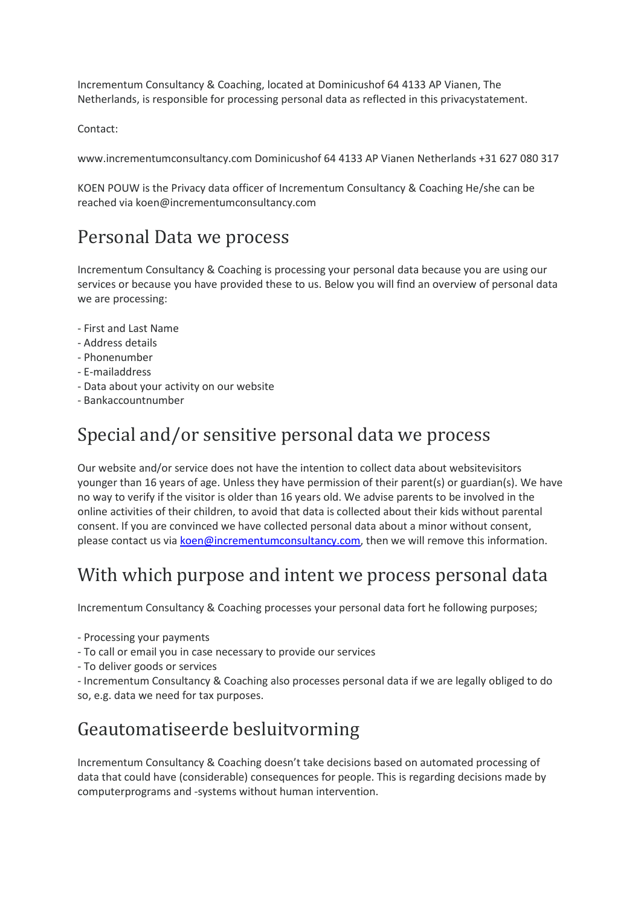Incrementum Consultancy & Coaching, located at Dominicushof 64 4133 AP Vianen, The Netherlands, is responsible for processing personal data as reflected in this privacystatement.

Contact:

www.incrementumconsultancy.com Dominicushof 64 4133 AP Vianen Netherlands +31 627 080 317

KOEN POUW is the Privacy data officer of Incrementum Consultancy & Coaching He/she can be reached via koen@incrementumconsultancy.com

## Personal Data we process

Incrementum Consultancy & Coaching is processing your personal data because you are using our services or because you have provided these to us. Below you will find an overview of personal data we are processing:

- First and Last Name
- Address details
- Phonenumber
- E-mailaddress
- Data about your activity on our website
- Bankaccountnumber

## Special and/or sensitive personal data we process

Our website and/or service does not have the intention to collect data about websitevisitors younger than 16 years of age. Unless they have permission of their parent(s) or guardian(s). We have no way to verify if the visitor is older than 16 years old. We advise parents to be involved in the online activities of their children, to avoid that data is collected about their kids without parental consent. If you are convinced we have collected personal data about a minor without consent, please contact us via koen@incrementumconsultancy.com, then we will remove this information.

## With which purpose and intent we process personal data

Incrementum Consultancy & Coaching processes your personal data fort he following purposes;

- Processing your payments
- To call or email you in case necessary to provide our services
- To deliver goods or services
- Incrementum Consultancy & Coaching also processes personal data if we are legally obliged to do so, e.g. data we need for tax purposes.

## Geautomatiseerde besluitvorming

Incrementum Consultancy & Coaching doesn't take decisions based on automated processing of data that could have (considerable) consequences for people. This is regarding decisions made by computerprograms and -systems without human intervention.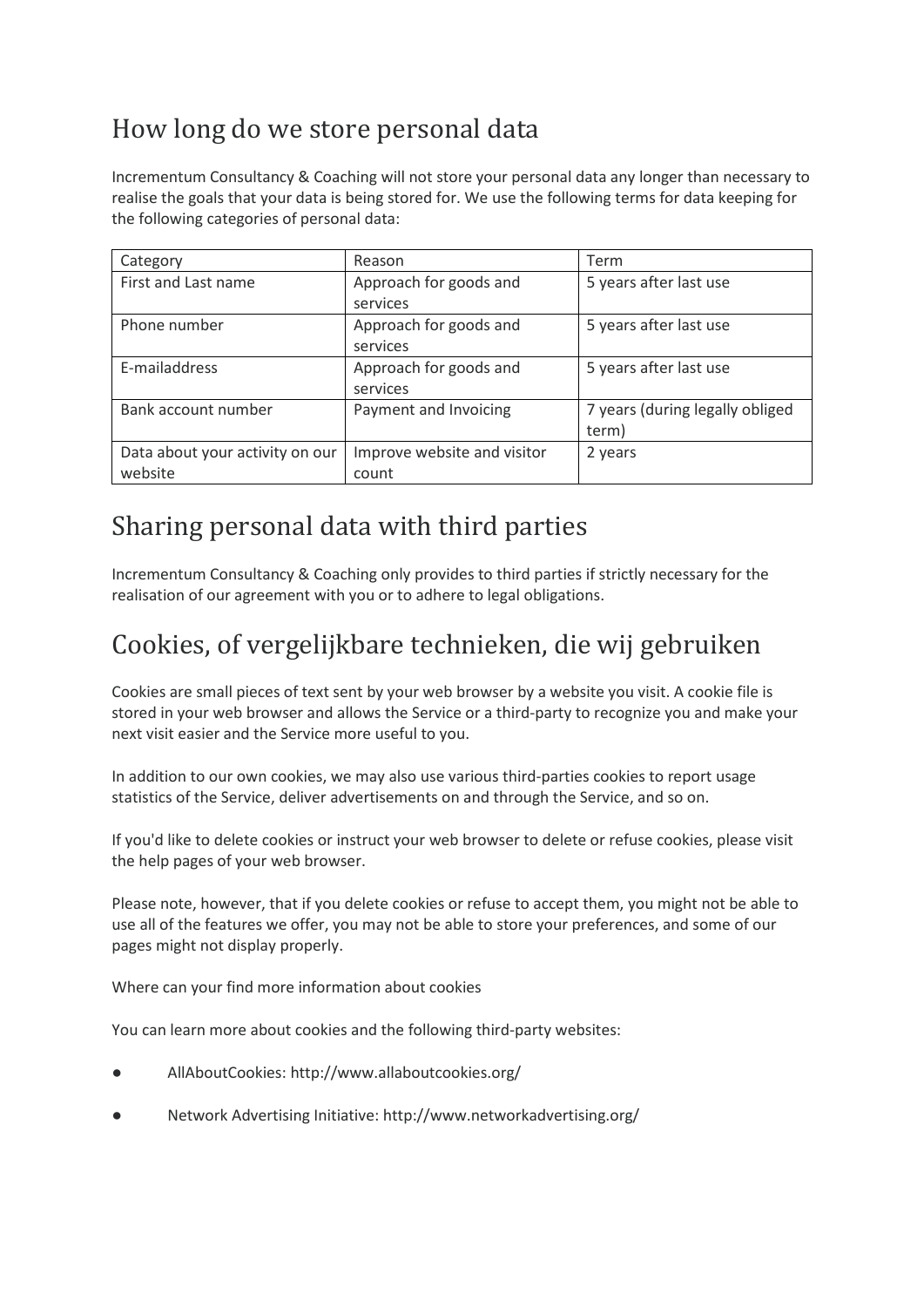## How long do we store personal data

Incrementum Consultancy & Coaching will not store your personal data any longer than necessary to realise the goals that your data is being stored for. We use the following terms for data keeping for the following categories of personal data:

| Category | Reason | Term |
|---|---|---|
| First and Last name | Approach for goods and services | 5 years after last use |
| Phone number | Approach for goods and services | 5 years after last use |
| E-mailaddress | Approach for goods and services | 5 years after last use |
| Bank account number | Payment and Invoicing | 7 years (during legally obliged term) |
| Data about your activity on our website | Improve website and visitor count | 2 years |

## Sharing personal data with third parties

Incrementum Consultancy & Coaching only provides to third parties if strictly necessary for the realisation of our agreement with you or to adhere to legal obligations.

## Cookies, of vergelijkbare technieken, die wij gebruiken

Cookies are small pieces of text sent by your web browser by a website you visit. A cookie file is stored in your web browser and allows the Service or a third-party to recognize you and make your next visit easier and the Service more useful to you.

In addition to our own cookies, we may also use various third-parties cookies to report usage statistics of the Service, deliver advertisements on and through the Service, and so on.

If you'd like to delete cookies or instruct your web browser to delete or refuse cookies, please visit the help pages of your web browser.

Please note, however, that if you delete cookies or refuse to accept them, you might not be able to use all of the features we offer, you may not be able to store your preferences, and some of our pages might not display properly.

Where can your find more information about cookies

You can learn more about cookies and the following third-party websites:

- AllAboutCookies: http://www.allaboutcookies.org/
- Network Advertising Initiative: http://www.networkadvertising.org/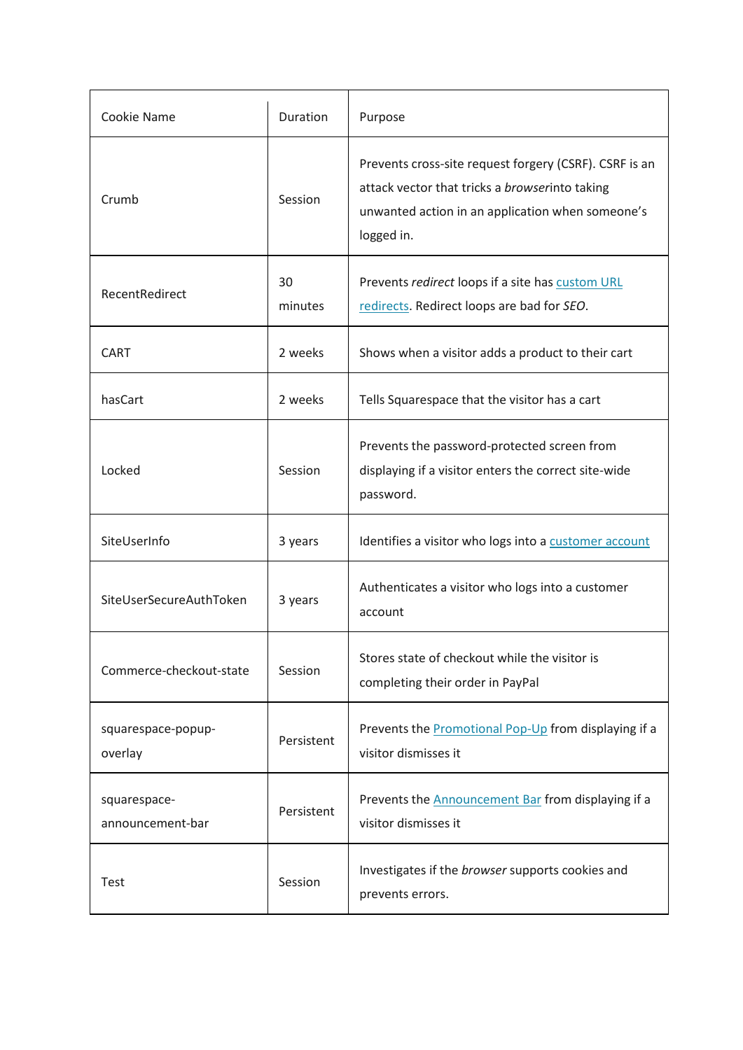| Cookie Name | Duration | Purpose |
|---|---|---|
| Crumb | Session | Prevents cross-site request forgery (CSRF). CSRF is an attack vector that tricks a *browser*into taking unwanted action in an application when someone's logged in. |
| RecentRedirect | 30 minutes | Prevents *redirect* loops if a site has [custom URL redirects](). Redirect loops are bad for *SEO*. |
| CART | 2 weeks | Shows when a visitor adds a product to their cart |
| hasCart | 2 weeks | Tells Squarespace that the visitor has a cart |
| Locked | Session | Prevents the password-protected screen from displaying if a visitor enters the correct site-wide password. |
| SiteUserInfo | 3 years | Identifies a visitor who logs into a [customer account]() |
| SiteUserSecureAuthToken | 3 years | Authenticates a visitor who logs into a customer account |
| Commerce-checkout-state | Session | Stores state of checkout while the visitor is completing their order in PayPal |
| squarespace-popup-overlay | Persistent | Prevents the [Promotional Pop-Up]() from displaying if a visitor dismisses it |
| squarespace-announcement-bar | Persistent | Prevents the [Announcement Bar]() from displaying if a visitor dismisses it |
| Test | Session | Investigates if the *browser* supports cookies and prevents errors. |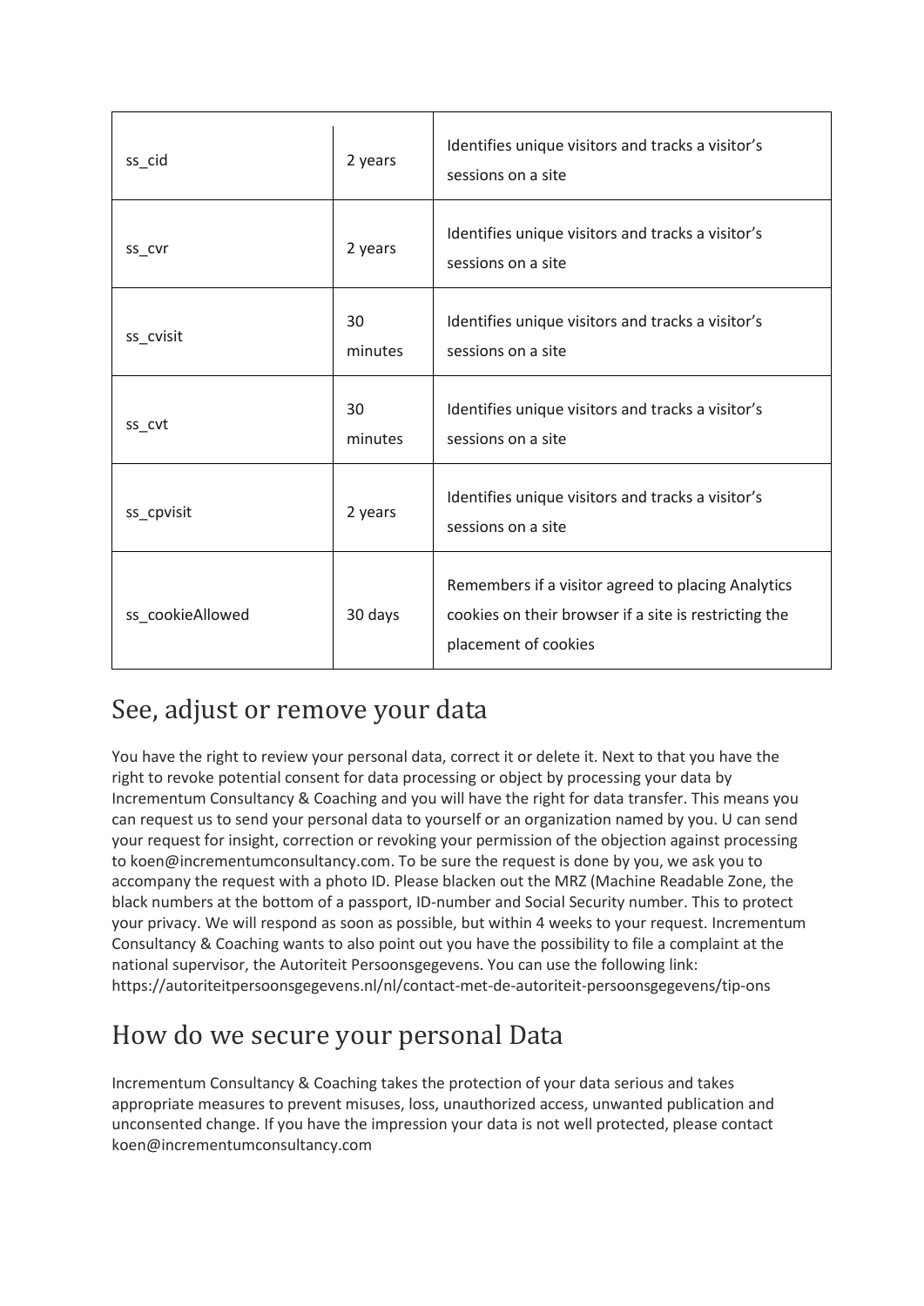| | | |
|---|---|---|
| ss_cid | 2 years | Identifies unique visitors and tracks a visitor's sessions on a site |
| ss_cvr | 2 years | Identifies unique visitors and tracks a visitor's sessions on a site |
| ss_cvisit | 30 minutes | Identifies unique visitors and tracks a visitor's sessions on a site |
| ss_cvt | 30 minutes | Identifies unique visitors and tracks a visitor's sessions on a site |
| ss_cpvisit | 2 years | Identifies unique visitors and tracks a visitor's sessions on a site |
| ss_cookieAllowed | 30 days | Remembers if a visitor agreed to placing Analytics cookies on their browser if a site is restricting the placement of cookies |

## See, adjust or remove your data

You have the right to review your personal data, correct it or delete it. Next to that you have the right to revoke potential consent for data processing or object by processing your data by Incrementum Consultancy & Coaching and you will have the right for data transfer. This means you can request us to send your personal data to yourself or an organization named by you. U can send your request for insight, correction or revoking your permission of the objection against processing to koen@incrementumconsultancy.com. To be sure the request is done by you, we ask you to accompany the request with a photo ID. Please blacken out the MRZ (Machine Readable Zone, the black numbers at the bottom of a passport, ID-number and Social Security number. This to protect your privacy. We will respond as soon as possible, but within 4 weeks to your request. Incrementum Consultancy & Coaching wants to also point out you have the possibility to file a complaint at the national supervisor, the Autoriteit Persoonsgegevens. You can use the following link: https://autoriteitpersoonsgegevens.nl/nl/contact-met-de-autoriteit-persoonsgegevens/tip-ons

## How do we secure your personal Data

Incrementum Consultancy & Coaching takes the protection of your data serious and takes appropriate measures to prevent misuses, loss, unauthorized access, unwanted publication and unconsented change. If you have the impression your data is not well protected, please contact koen@incrementumconsultancy.com